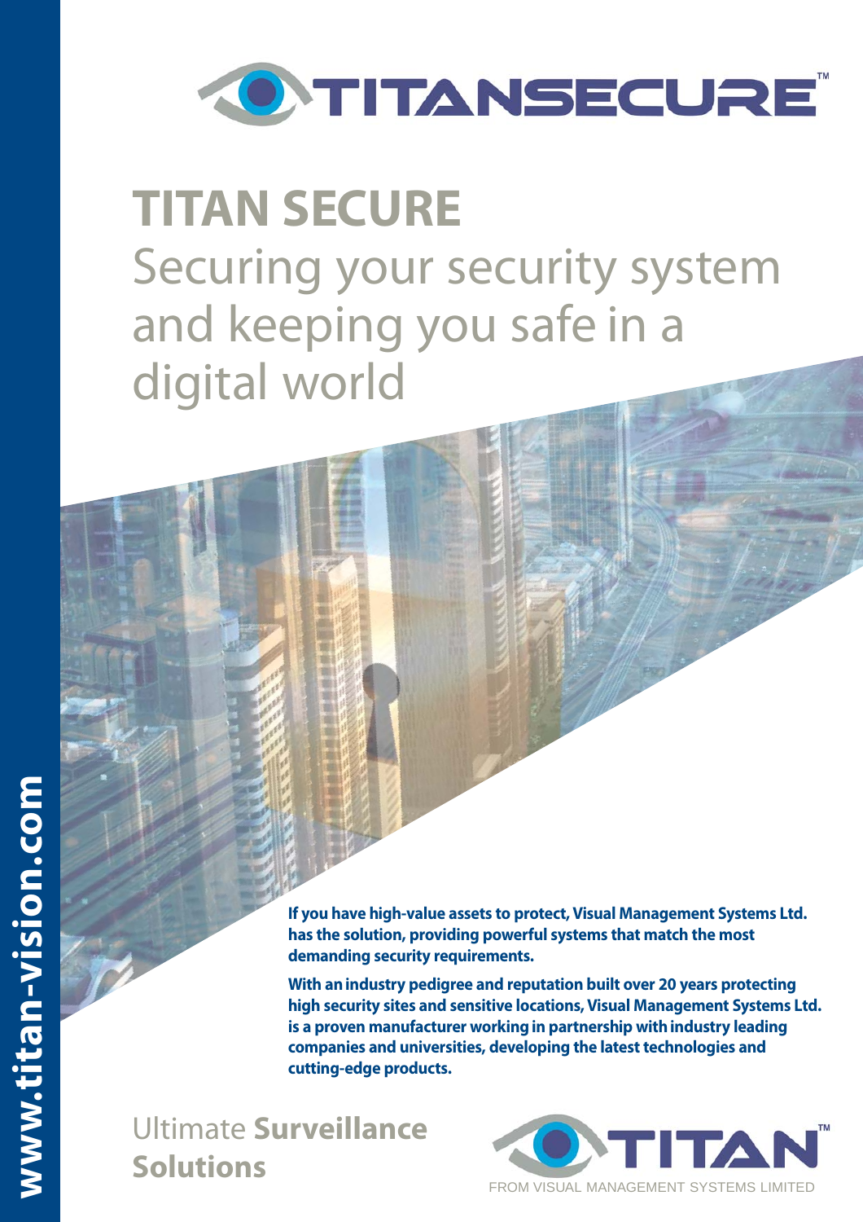TITANSECURE™

# TITAN SECURE

## Securing your security system and keeping you safe in a digital world

**If you have high-value assets to protect, Visual Management Systems Ltd. has the solution, providing powerful systems that match the most demanding security requirements.**

**With an industry pedigree and reputation built over 20 years protecting high security sites and sensitive locations, Visual Management Systems Ltd. is a proven manufacturer working in partnership with industry leading companies and universities, developing the latest technologies and cutting-edge products.**

Ultimate **Surveillance Solutions**

TITAN™
FROM VISUAL MANAGEMENT SYSTEMS LIMITED

www.titan-vision.com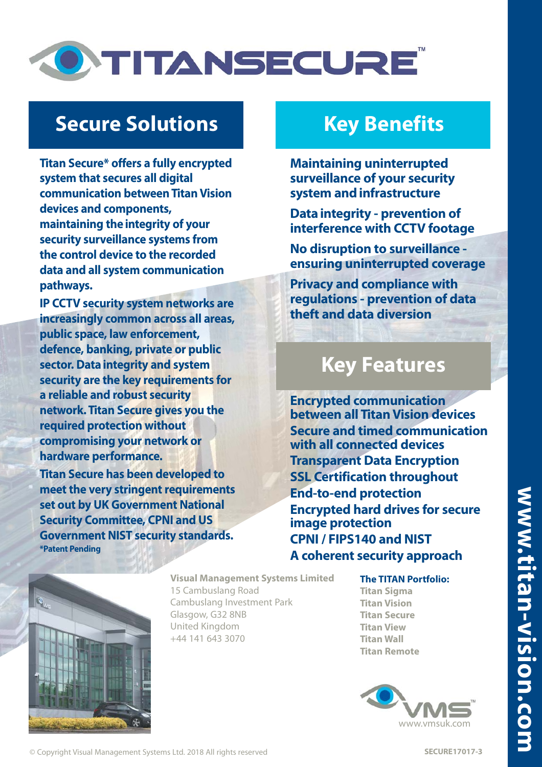# TITANSECURE™

## Secure Solutions

**Titan Secure* offers a fully encrypted system that secures all digital communication between Titan Vision devices and components, maintaining the integrity of your security surveillance systems from the control device to the recorded data and all system communication pathways.**

**IP CCTV security system networks are increasingly common across all areas, public space, law enforcement, defence, banking, private or public sector. Data integrity and system security are the key requirements for a reliable and robust security network. Titan Secure gives you the required protection without compromising your network or hardware performance.**

**Titan Secure has been developed to meet the very stringent requirements set out by UK Government National Security Committee, CPNI and US Government NIST security standards.**

***Patent Pending**

## Key Benefits

**Maintaining uninterrupted surveillance of your security system and infrastructure**

**Data integrity - prevention of interference with CCTV footage**

**No disruption to surveillance - ensuring uninterrupted coverage**

**Privacy and compliance with regulations - prevention of data theft and data diversion**

## Key Features

**Encrypted communication between all Titan Vision devices**
**Secure and timed communication with all connected devices**
**Transparent Data Encryption**
**SSL Certification throughout**
**End-to-end protection**
**Encrypted hard drives for secure image protection**
**CPNI / FIPS140 and NIST**
**A coherent security approach**

**Visual Management Systems Limited**
15 Cambuslang Road
Cambuslang Investment Park
Glasgow, G32 8NB
United Kingdom
+44 141 643 3070

**The TITAN Portfolio:**
**Titan Sigma**
**Titan Vision**
**Titan Secure**
**Titan View**
**Titan Wall**
**Titan Remote**

VMS™
www.vmsuk.com

**www.titan-vision.com**

© Copyright Visual Management Systems Ltd. 2018 All rights reserved

SECURE17017-3